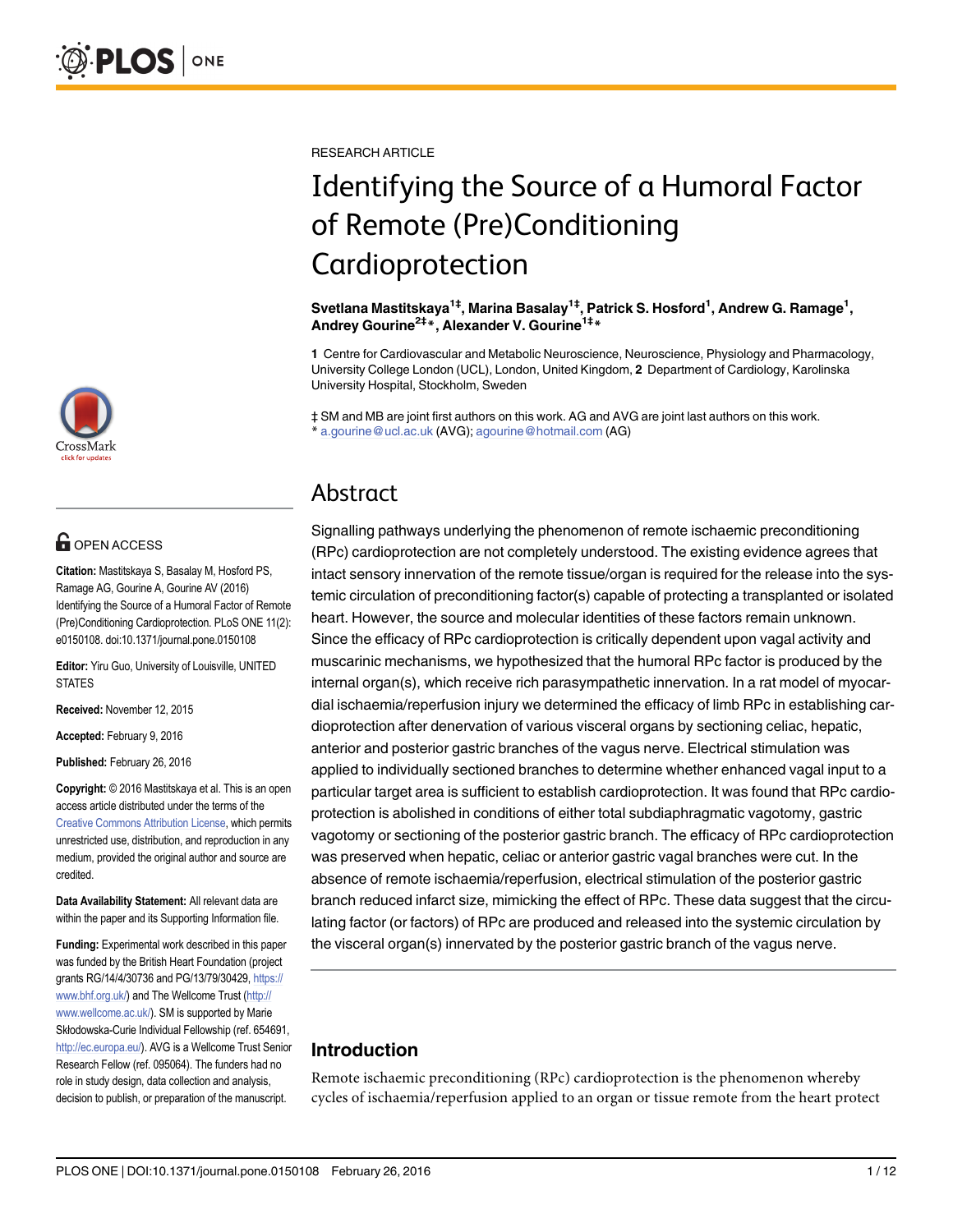RESEARCH ARTICLE

# Identifying the Source of a Humoral Factor of Remote (Pre)Conditioning Cardioprotection

**Svetlana Mastitskaya[1‡], Marina Basalay[1‡], Patrick S. Hosford[1], Andrew G. Ramage[1], Andrey Gourine[2‡]*, Alexander V. Gourine[1‡]***

**1** Centre for Cardiovascular and Metabolic Neuroscience, Neuroscience, Physiology and Pharmacology, University College London (UCL), London, United Kingdom, **2** Department of Cardiology, Karolinska University Hospital, Stockholm, Sweden

‡ SM and MB are joint first authors on this work. AG and AVG are joint last authors on this work.
* a.gourine@ucl.ac.uk (AVG); agourine@hotmail.com (AG)

OPEN ACCESS

**Citation:** Mastitskaya S, Basalay M, Hosford PS, Ramage AG, Gourine A, Gourine AV (2016) Identifying the Source of a Humoral Factor of Remote (Pre)Conditioning Cardioprotection. PLoS ONE 11(2): e0150108. doi:10.1371/journal.pone.0150108

**Editor:** Yiru Guo, University of Louisville, UNITED STATES

**Received:** November 12, 2015

**Accepted:** February 9, 2016

**Published:** February 26, 2016

**Copyright:** © 2016 Mastitskaya et al. This is an open access article distributed under the terms of the Creative Commons Attribution License, which permits unrestricted use, distribution, and reproduction in any medium, provided the original author and source are credited.

**Data Availability Statement:** All relevant data are within the paper and its Supporting Information file.

**Funding:** Experimental work described in this paper was funded by the British Heart Foundation (project grants RG/14/4/30736 and PG/13/79/30429, https://www.bhf.org.uk/) and The Wellcome Trust (http://www.wellcome.ac.uk/). SM is supported by Marie Skłodowska-Curie Individual Fellowship (ref. 654691, http://ec.europa.eu/). AVG is a Wellcome Trust Senior Research Fellow (ref. 095064). The funders had no role in study design, data collection and analysis, decision to publish, or preparation of the manuscript.

## Abstract

Signalling pathways underlying the phenomenon of remote ischaemic preconditioning (RPc) cardioprotection are not completely understood. The existing evidence agrees that intact sensory innervation of the remote tissue/organ is required for the release into the systemic circulation of preconditioning factor(s) capable of protecting a transplanted or isolated heart. However, the source and molecular identities of these factors remain unknown. Since the efficacy of RPc cardioprotection is critically dependent upon vagal activity and muscarinic mechanisms, we hypothesized that the humoral RPc factor is produced by the internal organ(s), which receive rich parasympathetic innervation. In a rat model of myocardial ischaemia/reperfusion injury we determined the efficacy of limb RPc in establishing cardioprotection after denervation of various visceral organs by sectioning celiac, hepatic, anterior and posterior gastric branches of the vagus nerve. Electrical stimulation was applied to individually sectioned branches to determine whether enhanced vagal input to a particular target area is sufficient to establish cardioprotection. It was found that RPc cardioprotection is abolished in conditions of either total subdiaphragmatic vagotomy, gastric vagotomy or sectioning of the posterior gastric branch. The efficacy of RPc cardioprotection was preserved when hepatic, celiac or anterior gastric vagal branches were cut. In the absence of remote ischaemia/reperfusion, electrical stimulation of the posterior gastric branch reduced infarct size, mimicking the effect of RPc. These data suggest that the circulating factor (or factors) of RPc are produced and released into the systemic circulation by the visceral organ(s) innervated by the posterior gastric branch of the vagus nerve.

## Introduction

Remote ischaemic preconditioning (RPc) cardioprotection is the phenomenon whereby cycles of ischaemia/reperfusion applied to an organ or tissue remote from the heart protect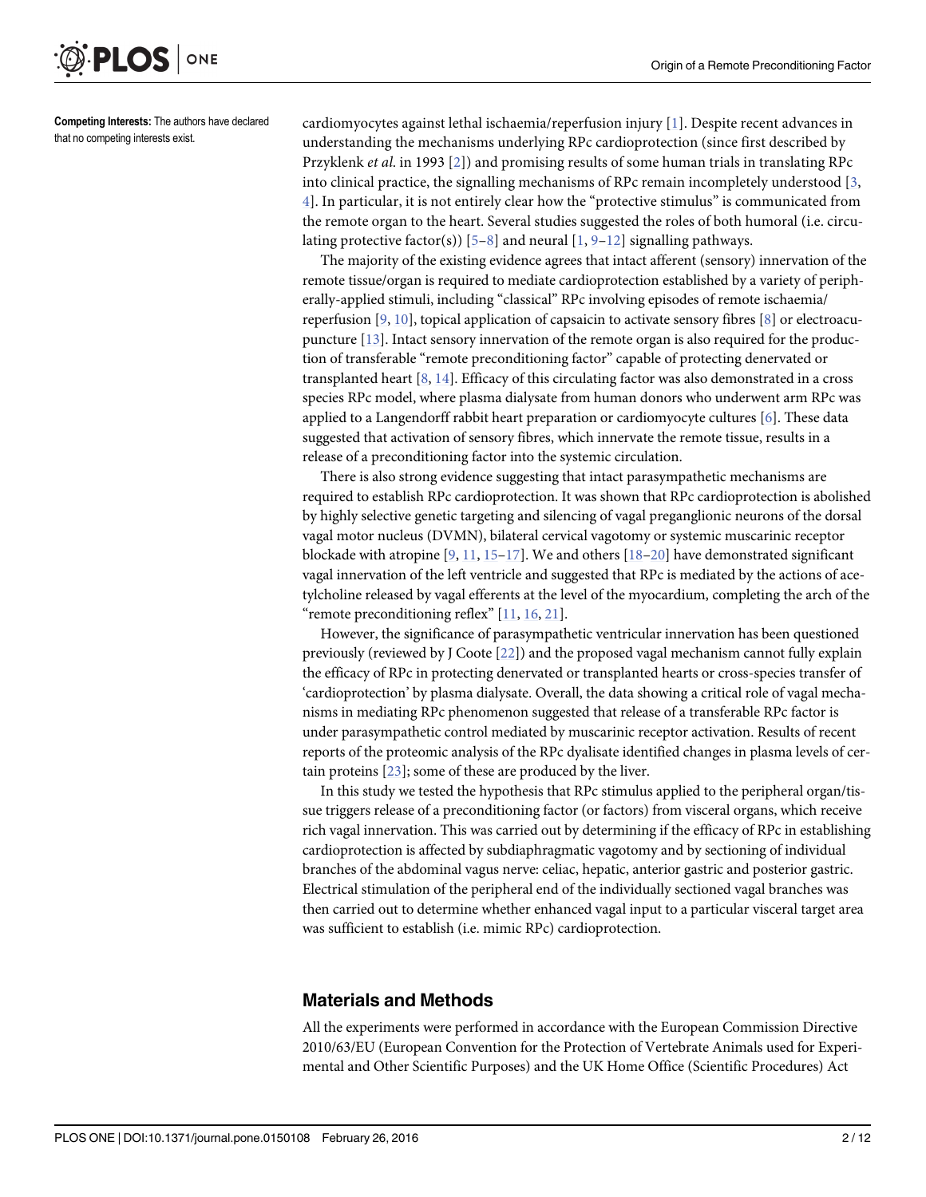**Competing Interests:** The authors have declared that no competing interests exist.

cardiomyocytes against lethal ischaemia/reperfusion injury [1]. Despite recent advances in understanding the mechanisms underlying RPc cardioprotection (since first described by Przyklenk *et al*. in 1993 [2]) and promising results of some human trials in translating RPc into clinical practice, the signalling mechanisms of RPc remain incompletely understood [3, 4]. In particular, it is not entirely clear how the "protective stimulus" is communicated from the remote organ to the heart. Several studies suggested the roles of both humoral (i.e. circulating protective factor(s)) [5–8] and neural [1, 9–12] signalling pathways.

The majority of the existing evidence agrees that intact afferent (sensory) innervation of the remote tissue/organ is required to mediate cardioprotection established by a variety of peripherally-applied stimuli, including "classical" RPc involving episodes of remote ischaemia/reperfusion [9, 10], topical application of capsaicin to activate sensory fibres [8] or electroacupuncture [13]. Intact sensory innervation of the remote organ is also required for the production of transferable "remote preconditioning factor" capable of protecting denervated or transplanted heart [8, 14]. Efficacy of this circulating factor was also demonstrated in a cross species RPc model, where plasma dialysate from human donors who underwent arm RPc was applied to a Langendorff rabbit heart preparation or cardiomyocyte cultures [6]. These data suggested that activation of sensory fibres, which innervate the remote tissue, results in a release of a preconditioning factor into the systemic circulation.

There is also strong evidence suggesting that intact parasympathetic mechanisms are required to establish RPc cardioprotection. It was shown that RPc cardioprotection is abolished by highly selective genetic targeting and silencing of vagal preganglionic neurons of the dorsal vagal motor nucleus (DVMN), bilateral cervical vagotomy or systemic muscarinic receptor blockade with atropine [9, 11, 15–17]. We and others [18–20] have demonstrated significant vagal innervation of the left ventricle and suggested that RPc is mediated by the actions of acetylcholine released by vagal efferents at the level of the myocardium, completing the arch of the "remote preconditioning reflex" [11, 16, 21].

However, the significance of parasympathetic ventricular innervation has been questioned previously (reviewed by J Coote [22]) and the proposed vagal mechanism cannot fully explain the efficacy of RPc in protecting denervated or transplanted hearts or cross-species transfer of 'cardioprotection' by plasma dialysate. Overall, the data showing a critical role of vagal mechanisms in mediating RPc phenomenon suggested that release of a transferable RPc factor is under parasympathetic control mediated by muscarinic receptor activation. Results of recent reports of the proteomic analysis of the RPc dyalisate identified changes in plasma levels of certain proteins [23]; some of these are produced by the liver.

In this study we tested the hypothesis that RPc stimulus applied to the peripheral organ/tissue triggers release of a preconditioning factor (or factors) from visceral organs, which receive rich vagal innervation. This was carried out by determining if the efficacy of RPc in establishing cardioprotection is affected by subdiaphragmatic vagotomy and by sectioning of individual branches of the abdominal vagus nerve: celiac, hepatic, anterior gastric and posterior gastric. Electrical stimulation of the peripheral end of the individually sectioned vagal branches was then carried out to determine whether enhanced vagal input to a particular visceral target area was sufficient to establish (i.e. mimic RPc) cardioprotection.

## Materials and Methods

All the experiments were performed in accordance with the European Commission Directive 2010/63/EU (European Convention for the Protection of Vertebrate Animals used for Experimental and Other Scientific Purposes) and the UK Home Office (Scientific Procedures) Act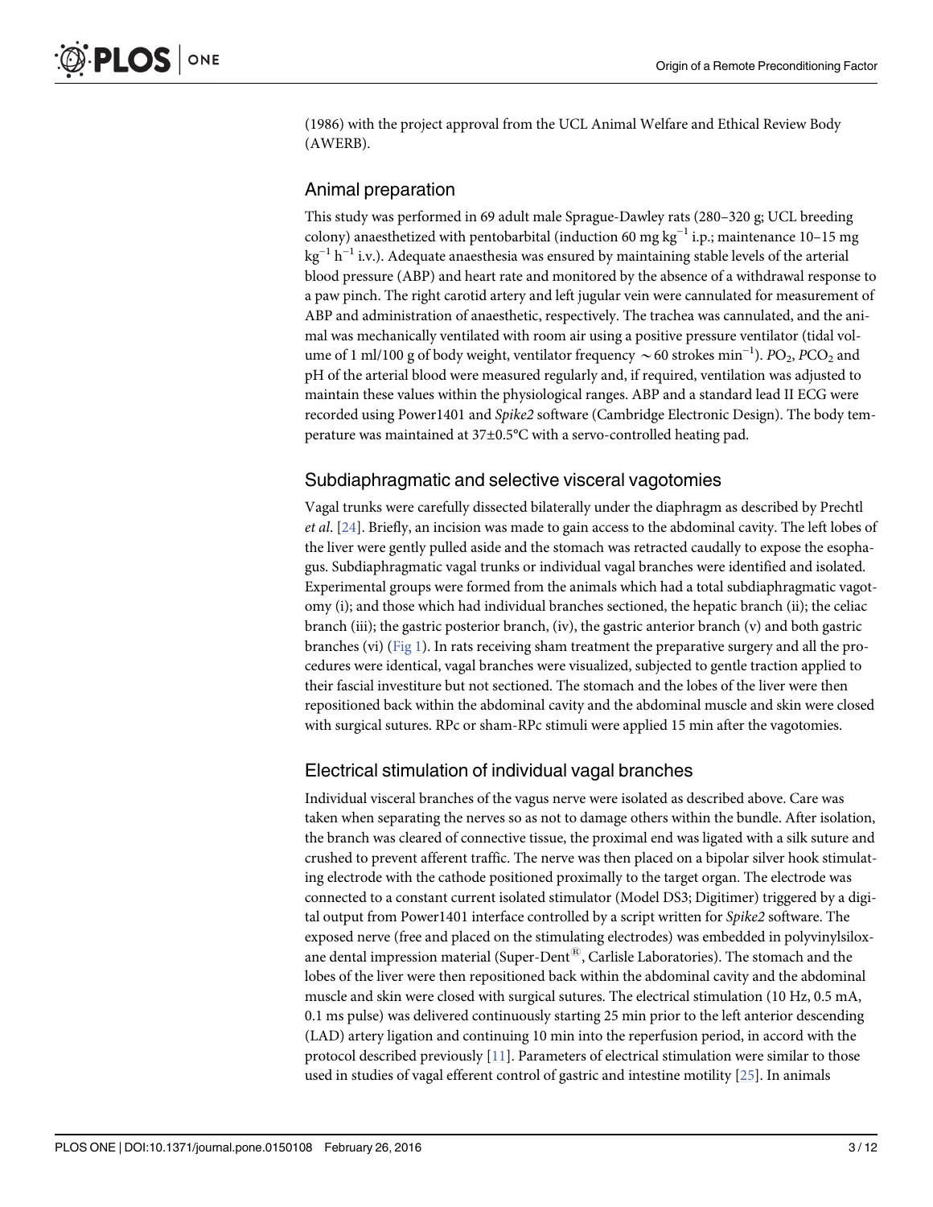(1986) with the project approval from the UCL Animal Welfare and Ethical Review Body (AWERB).

## Animal preparation

This study was performed in 69 adult male Sprague-Dawley rats (280–320 g; UCL breeding colony) anaesthetized with pentobarbital (induction 60 mg $kg^{-1}$ i.p.; maintenance 10–15 mg $kg^{-1}$ $h^{-1}$ i.v.). Adequate anaesthesia was ensured by maintaining stable levels of the arterial blood pressure (ABP) and heart rate and monitored by the absence of a withdrawal response to a paw pinch. The right carotid artery and left jugular vein were cannulated for measurement of ABP and administration of anaesthetic, respectively. The trachea was cannulated, and the animal was mechanically ventilated with room air using a positive pressure ventilator (tidal volume of 1 ml/100 g of body weight, ventilator frequency $\sim$60 strokes $min^{-1}$). $PO_2$, $PCO_2$ and pH of the arterial blood were measured regularly and, if required, ventilation was adjusted to maintain these values within the physiological ranges. ABP and a standard lead II ECG were recorded using Power1401 and *Spike2* software (Cambridge Electronic Design). The body temperature was maintained at 37±0.5°C with a servo-controlled heating pad.

## Subdiaphragmatic and selective visceral vagotomies

Vagal trunks were carefully dissected bilaterally under the diaphragm as described by Prechtl *et al*. [24]. Briefly, an incision was made to gain access to the abdominal cavity. The left lobes of the liver were gently pulled aside and the stomach was retracted caudally to expose the esophagus. Subdiaphragmatic vagal trunks or individual vagal branches were identified and isolated. Experimental groups were formed from the animals which had a total subdiaphragmatic vagotomy (i); and those which had individual branches sectioned, the hepatic branch (ii); the celiac branch (iii); the gastric posterior branch, (iv), the gastric anterior branch (v) and both gastric branches (vi) (Fig 1). In rats receiving sham treatment the preparative surgery and all the procedures were identical, vagal branches were visualized, subjected to gentle traction applied to their fascial investiture but not sectioned. The stomach and the lobes of the liver were then repositioned back within the abdominal cavity and the abdominal muscle and skin were closed with surgical sutures. RPc or sham-RPc stimuli were applied 15 min after the vagotomies.

## Electrical stimulation of individual vagal branches

Individual visceral branches of the vagus nerve were isolated as described above. Care was taken when separating the nerves so as not to damage others within the bundle. After isolation, the branch was cleared of connective tissue, the proximal end was ligated with a silk suture and crushed to prevent afferent traffic. The nerve was then placed on a bipolar silver hook stimulating electrode with the cathode positioned proximally to the target organ. The electrode was connected to a constant current isolated stimulator (Model DS3; Digitimer) triggered by a digital output from Power1401 interface controlled by a script written for *Spike2* software. The exposed nerve (free and placed on the stimulating electrodes) was embedded in polyvinylsiloxane dental impression material (Super-Dent®, Carlisle Laboratories). The stomach and the lobes of the liver were then repositioned back within the abdominal cavity and the abdominal muscle and skin were closed with surgical sutures. The electrical stimulation (10 Hz, 0.5 mA, 0.1 ms pulse) was delivered continuously starting 25 min prior to the left anterior descending (LAD) artery ligation and continuing 10 min into the reperfusion period, in accord with the protocol described previously [11]. Parameters of electrical stimulation were similar to those used in studies of vagal efferent control of gastric and intestine motility [25]. In animals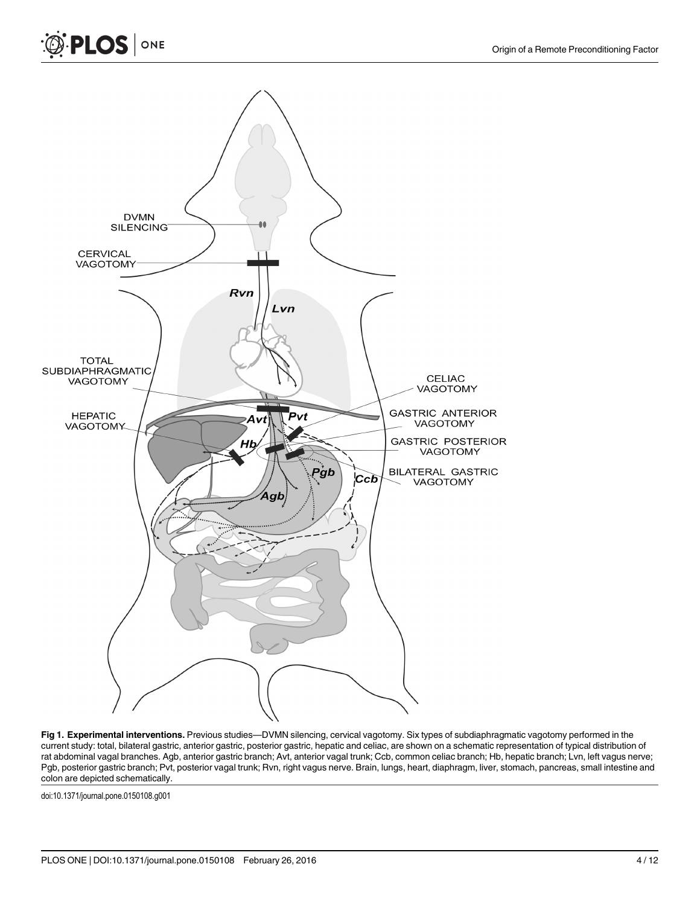**Fig 1. Experimental interventions.** Previous studies—DVMN silencing, cervical vagotomy. Six types of subdiaphragmatic vagotomy performed in the current study: total, bilateral gastric, anterior gastric, posterior gastric, hepatic and celiac, are shown on a schematic representation of typical distribution of rat abdominal vagal branches. Agb, anterior gastric branch; Avt, anterior vagal trunk; Ccb, common celiac branch; Hb, hepatic branch; Lvn, left vagus nerve; Pgb, posterior gastric branch; Pvt, posterior vagal trunk; Rvn, right vagus nerve. Brain, lungs, heart, diaphragm, liver, stomach, pancreas, small intestine and colon are depicted schematically.

doi:10.1371/journal.pone.0150108.g001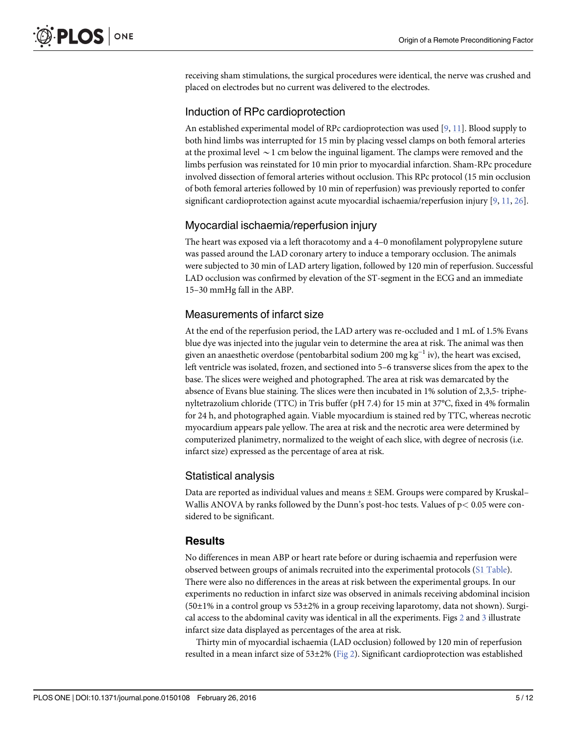receiving sham stimulations, the surgical procedures were identical, the nerve was crushed and placed on electrodes but no current was delivered to the electrodes.

### Induction of RPc cardioprotection

An established experimental model of RPc cardioprotection was used [9, 11]. Blood supply to both hind limbs was interrupted for 15 min by placing vessel clamps on both femoral arteries at the proximal level ~ 1 cm below the inguinal ligament. The clamps were removed and the limbs perfusion was reinstated for 10 min prior to myocardial infarction. Sham-RPc procedure involved dissection of femoral arteries without occlusion. This RPc protocol (15 min occlusion of both femoral arteries followed by 10 min of reperfusion) was previously reported to confer significant cardioprotection against acute myocardial ischaemia/reperfusion injury [9, 11, 26].

### Myocardial ischaemia/reperfusion injury

The heart was exposed via a left thoracotomy and a 4–0 monofilament polypropylene suture was passed around the LAD coronary artery to induce a temporary occlusion. The animals were subjected to 30 min of LAD artery ligation, followed by 120 min of reperfusion. Successful LAD occlusion was confirmed by elevation of the ST-segment in the ECG and an immediate 15–30 mmHg fall in the ABP.

### Measurements of infarct size

At the end of the reperfusion period, the LAD artery was re-occluded and 1 mL of 1.5% Evans blue dye was injected into the jugular vein to determine the area at risk. The animal was then given an anaesthetic overdose (pentobarbital sodium 200 mg $kg^{-1}$ iv), the heart was excised, left ventricle was isolated, frozen, and sectioned into 5–6 transverse slices from the apex to the base. The slices were weighed and photographed. The area at risk was demarcated by the absence of Evans blue staining. The slices were then incubated in 1% solution of 2,3,5- triphenyltetrazolium chloride (TTC) in Tris buffer (pH 7.4) for 15 min at 37°C, fixed in 4% formalin for 24 h, and photographed again. Viable myocardium is stained red by TTC, whereas necrotic myocardium appears pale yellow. The area at risk and the necrotic area were determined by computerized planimetry, normalized to the weight of each slice, with degree of necrosis (i.e. infarct size) expressed as the percentage of area at risk.

### Statistical analysis

Data are reported as individual values and means ± SEM. Groups were compared by Kruskal–Wallis ANOVA by ranks followed by the Dunn's post-hoc tests. Values of $p < 0.05$ were considered to be significant.

## Results

No differences in mean ABP or heart rate before or during ischaemia and reperfusion were observed between groups of animals recruited into the experimental protocols (S1 Table). There were also no differences in the areas at risk between the experimental groups. In our experiments no reduction in infarct size was observed in animals receiving abdominal incision (50±1% in a control group vs 53±2% in a group receiving laparotomy, data not shown). Surgical access to the abdominal cavity was identical in all the experiments. Figs 2 and 3 illustrate infarct size data displayed as percentages of the area at risk.

Thirty min of myocardial ischaemia (LAD occlusion) followed by 120 min of reperfusion resulted in a mean infarct size of 53±2% (Fig 2). Significant cardioprotection was established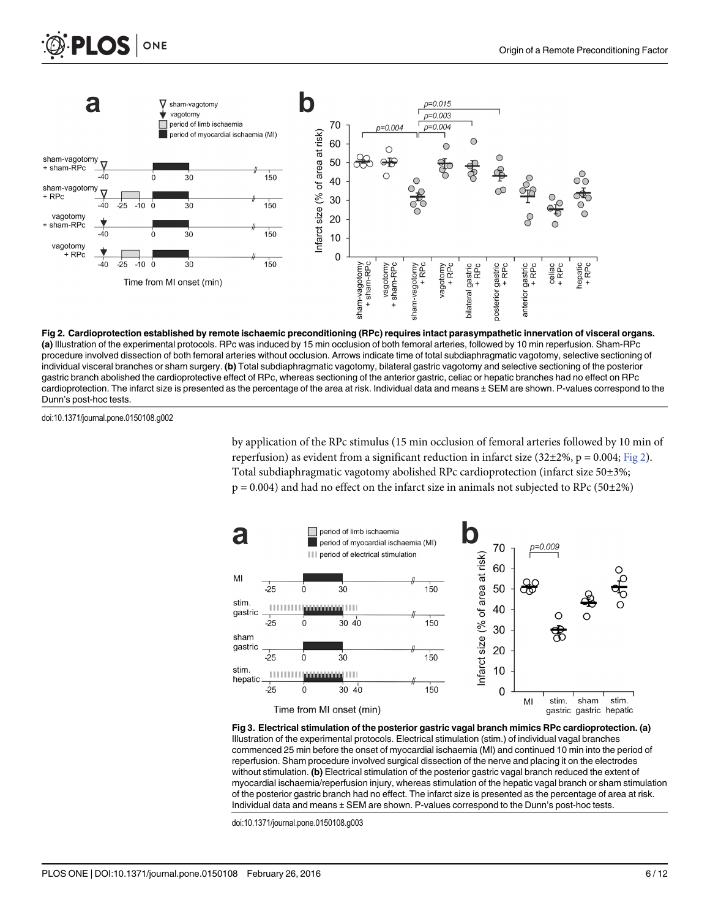**Fig 2. Cardioprotection established by remote ischaemic preconditioning (RPc) requires intact parasympathetic innervation of visceral organs.** **(a)** Illustration of the experimental protocols. RPc was induced by 15 min occlusion of both femoral arteries, followed by 10 min reperfusion. Sham-RPc procedure involved dissection of both femoral arteries without occlusion. Arrows indicate time of total subdiaphragmatic vagotomy, selective sectioning of individual visceral branches or sham surgery. **(b)** Total subdiaphragmatic vagotomy, bilateral gastric vagotomy and selective sectioning of the posterior gastric branch abolished the cardioprotective effect of RPc, whereas sectioning of the anterior gastric, celiac or hepatic branches had no effect on RPc cardioprotection. The infarct size is presented as the percentage of the area at risk. Individual data and means ± SEM are shown. P-values correspond to the Dunn's post-hoc tests.

doi:10.1371/journal.pone.0150108.g002

by application of the RPc stimulus (15 min occlusion of femoral arteries followed by 10 min of reperfusion) as evident from a significant reduction in infarct size (32±2%, $p = 0.004$; Fig 2). Total subdiaphragmatic vagotomy abolished RPc cardioprotection (infarct size 50±3%; $p = 0.004$) and had no effect on the infarct size in animals not subjected to RPc (50±2%)

**Fig 3. Electrical stimulation of the posterior gastric vagal branch mimics RPc cardioprotection. (a)** Illustration of the experimental protocols. Electrical stimulation (stim.) of individual vagal branches commenced 25 min before the onset of myocardial ischaemia (MI) and continued 10 min into the period of reperfusion. Sham procedure involved surgical dissection of the nerve and placing it on the electrodes without stimulation. **(b)** Electrical stimulation of the posterior gastric vagal branch reduced the extent of myocardial ischaemia/reperfusion injury, whereas stimulation of the hepatic vagal branch or sham stimulation of the posterior gastric branch had no effect. The infarct size is presented as the percentage of area at risk. Individual data and means ± SEM are shown. P-values correspond to the Dunn's post-hoc tests.

doi:10.1371/journal.pone.0150108.g003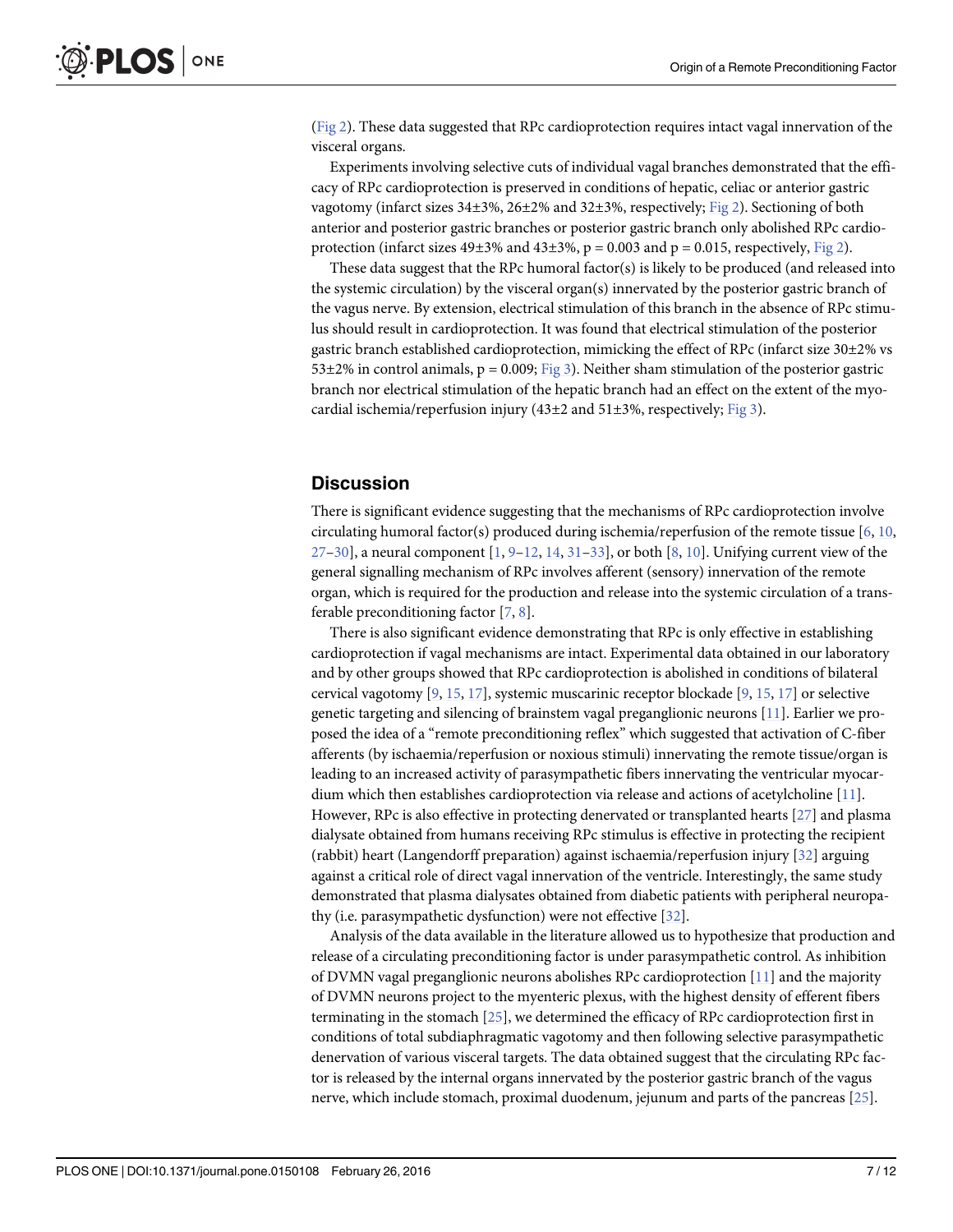(Fig 2). These data suggested that RPc cardioprotection requires intact vagal innervation of the visceral organs.

Experiments involving selective cuts of individual vagal branches demonstrated that the efficacy of RPc cardioprotection is preserved in conditions of hepatic, celiac or anterior gastric vagotomy (infarct sizes 34±3%, 26±2% and 32±3%, respectively; Fig 2). Sectioning of both anterior and posterior gastric branches or posterior gastric branch only abolished RPc cardioprotection (infarct sizes 49±3% and 43±3%, p = 0.003 and p = 0.015, respectively, Fig 2).

These data suggest that the RPc humoral factor(s) is likely to be produced (and released into the systemic circulation) by the visceral organ(s) innervated by the posterior gastric branch of the vagus nerve. By extension, electrical stimulation of this branch in the absence of RPc stimulus should result in cardioprotection. It was found that electrical stimulation of the posterior gastric branch established cardioprotection, mimicking the effect of RPc (infarct size 30±2% vs 53±2% in control animals, p = 0.009; Fig 3). Neither sham stimulation of the posterior gastric branch nor electrical stimulation of the hepatic branch had an effect on the extent of the myocardial ischemia/reperfusion injury (43±2 and 51±3%, respectively; Fig 3).

## Discussion

There is significant evidence suggesting that the mechanisms of RPc cardioprotection involve circulating humoral factor(s) produced during ischemia/reperfusion of the remote tissue [6, 10, 27–30], a neural component [1, 9–12, 14, 31–33], or both [8, 10]. Unifying current view of the general signalling mechanism of RPc involves afferent (sensory) innervation of the remote organ, which is required for the production and release into the systemic circulation of a transferable preconditioning factor [7, 8].

There is also significant evidence demonstrating that RPc is only effective in establishing cardioprotection if vagal mechanisms are intact. Experimental data obtained in our laboratory and by other groups showed that RPc cardioprotection is abolished in conditions of bilateral cervical vagotomy [9, 15, 17], systemic muscarinic receptor blockade [9, 15, 17] or selective genetic targeting and silencing of brainstem vagal preganglionic neurons [11]. Earlier we proposed the idea of a "remote preconditioning reflex" which suggested that activation of C-fiber afferents (by ischaemia/reperfusion or noxious stimuli) innervating the remote tissue/organ is leading to an increased activity of parasympathetic fibers innervating the ventricular myocardium which then establishes cardioprotection via release and actions of acetylcholine [11]. However, RPc is also effective in protecting denervated or transplanted hearts [27] and plasma dialysate obtained from humans receiving RPc stimulus is effective in protecting the recipient (rabbit) heart (Langendorff preparation) against ischaemia/reperfusion injury [32] arguing against a critical role of direct vagal innervation of the ventricle. Interestingly, the same study demonstrated that plasma dialysates obtained from diabetic patients with peripheral neuropathy (i.e. parasympathetic dysfunction) were not effective [32].

Analysis of the data available in the literature allowed us to hypothesize that production and release of a circulating preconditioning factor is under parasympathetic control. As inhibition of DVMN vagal preganglionic neurons abolishes RPc cardioprotection [11] and the majority of DVMN neurons project to the myenteric plexus, with the highest density of efferent fibers terminating in the stomach [25], we determined the efficacy of RPc cardioprotection first in conditions of total subdiaphragmatic vagotomy and then following selective parasympathetic denervation of various visceral targets. The data obtained suggest that the circulating RPc factor is released by the internal organs innervated by the posterior gastric branch of the vagus nerve, which include stomach, proximal duodenum, jejunum and parts of the pancreas [25].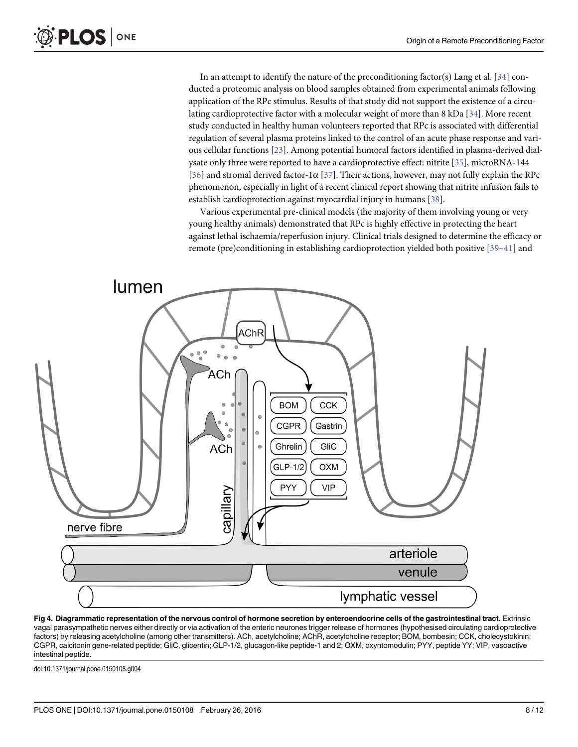In an attempt to identify the nature of the preconditioning factor(s) Lang et al. [34] conducted a proteomic analysis on blood samples obtained from experimental animals following application of the RPc stimulus. Results of that study did not support the existence of a circulating cardioprotective factor with a molecular weight of more than 8 kDa [34]. More recent study conducted in healthy human volunteers reported that RPc is associated with differential regulation of several plasma proteins linked to the control of an acute phase response and various cellular functions [23]. Among potential humoral factors identified in plasma-derived dialysate only three were reported to have a cardioprotective effect: nitrite [35], microRNA-144 [36] and stromal derived factor-1α [37]. Their actions, however, may not fully explain the RPc phenomenon, especially in light of a recent clinical report showing that nitrite infusion fails to establish cardioprotection against myocardial injury in humans [38].

Various experimental pre-clinical models (the majority of them involving young or very young healthy animals) demonstrated that RPc is highly effective in protecting the heart against lethal ischaemia/reperfusion injury. Clinical trials designed to determine the efficacy or remote (pre)conditioning in establishing cardioprotection yielded both positive [39–41] and

**Fig 4. Diagrammatic representation of the nervous control of hormone secretion by enteroendocrine cells of the gastrointestinal tract.** Extrinsic vagal parasympathetic nerves either directly or via activation of the enteric neurones trigger release of hormones (hypothesised circulating cardioprotective factors) by releasing acetylcholine (among other transmitters). ACh, acetylcholine; AChR, acetylcholine receptor; BOM, bombesin; CCK, cholecystokinin; CGPR, calcitonin gene-related peptide; GliC, glicentin; GLP-1/2, glucagon-like peptide-1 and 2; OXM, oxyntomodulin; PYY, peptide YY; VIP, vasoactive intestinal peptide.

doi:10.1371/journal.pone.0150108.g004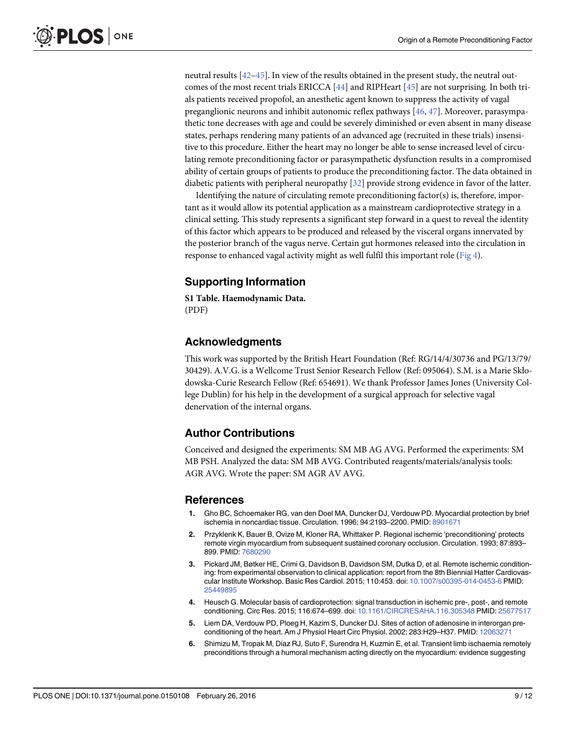neutral results [42–45]. In view of the results obtained in the present study, the neutral outcomes of the most recent trials ERICCA [44] and RIPHeart [45] are not surprising. In both trials patients received propofol, an anesthetic agent known to suppress the activity of vagal preganglionic neurons and inhibit autonomic reflex pathways [46, 47]. Moreover, parasympathetic tone decreases with age and could be severely diminished or even absent in many disease states, perhaps rendering many patients of an advanced age (recruited in these trials) insensitive to this procedure. Either the heart may no longer be able to sense increased level of circulating remote preconditioning factor or parasympathetic dysfunction results in a compromised ability of certain groups of patients to produce the preconditioning factor. The data obtained in diabetic patients with peripheral neuropathy [32] provide strong evidence in favor of the latter.

Identifying the nature of circulating remote preconditioning factor(s) is, therefore, important as it would allow its potential application as a mainstream cardioprotective strategy in a clinical setting. This study represents a significant step forward in a quest to reveal the identity of this factor which appears to be produced and released by the visceral organs innervated by the posterior branch of the vagus nerve. Certain gut hormones released into the circulation in response to enhanced vagal activity might as well fulfil this important role (Fig 4).

## Supporting Information

**S1 Table. Haemodynamic Data.**
(PDF)

## Acknowledgments

This work was supported by the British Heart Foundation (Ref: RG/14/4/30736 and PG/13/79/30429). A.V.G. is a Wellcome Trust Senior Research Fellow (Ref: 095064). S.M. is a Marie Skłodowska-Curie Research Fellow (Ref: 654691). We thank Professor James Jones (University College Dublin) for his help in the development of a surgical approach for selective vagal denervation of the internal organs.

## Author Contributions

Conceived and designed the experiments: SM MB AG AVG. Performed the experiments: SM MB PSH. Analyzed the data: SM MB AVG. Contributed reagents/materials/analysis tools: AGR AVG. Wrote the paper: SM AGR AV AVG.

## References

1. Gho BC, Schoemaker RG, van den Doel MA, Duncker DJ, Verdouw PD. Myocardial protection by brief ischemia in noncardiac tissue. Circulation. 1996; 94:2193–2200. PMID: 8901671
2. Przyklenk K, Bauer B, Ovize M, Kloner RA, Whittaker P. Regional ischemic 'preconditioning' protects remote virgin myocardium from subsequent sustained coronary occlusion. Circulation. 1993; 87:893–899. PMID: 7680290
3. Pickard JM, Bøtker HE, Crimi G, Davidson B, Davidson SM, Dutka D, et al. Remote ischemic conditioning: from experimental observation to clinical application: report from the 8th Biennial Hatter Cardiovascular Institute Workshop. Basic Res Cardiol. 2015; 110:453. doi: 10.1007/s00395-014-0453-6 PMID: 25449895
4. Heusch G. Molecular basis of cardioprotection: signal transduction in ischemic pre-, post-, and remote conditioning. Circ Res. 2015; 116:674–699. doi: 10.1161/CIRCRESAHA.116.305348 PMID: 25677517
5. Liem DA, Verdouw PD, Ploeg H, Kazim S, Duncker DJ. Sites of action of adenosine in interorgan preconditioning of the heart. Am J Physiol Heart Circ Physiol. 2002; 283:H29–H37. PMID: 12063271
6. Shimizu M, Tropak M, Diaz RJ, Suto F, Surendra H, Kuzmin E, et al. Transient limb ischaemia remotely preconditions through a humoral mechanism acting directly on the myocardium: evidence suggesting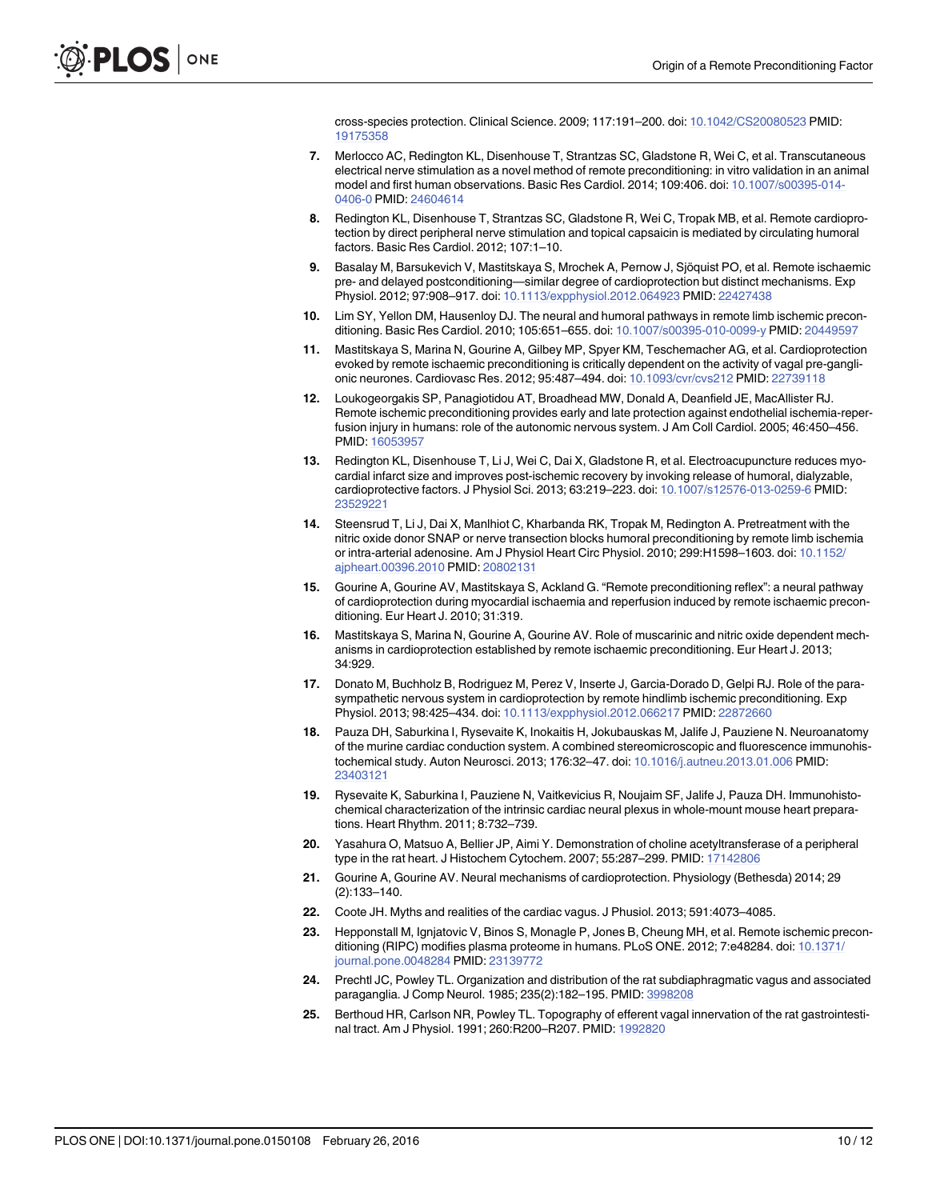cross-species protection. Clinical Science. 2009; 117:191–200. doi: 10.1042/CS20080523 PMID: 19175358

7. Merlocco AC, Redington KL, Disenhouse T, Strantzas SC, Gladstone R, Wei C, et al. Transcutaneous electrical nerve stimulation as a novel method of remote preconditioning: in vitro validation in an animal model and first human observations. Basic Res Cardiol. 2014; 109:406. doi: 10.1007/s00395-014-0406-0 PMID: 24604614

8. Redington KL, Disenhouse T, Strantzas SC, Gladstone R, Wei C, Tropak MB, et al. Remote cardioprotection by direct peripheral nerve stimulation and topical capsaicin is mediated by circulating humoral factors. Basic Res Cardiol. 2012; 107:1–10.

9. Basalay M, Barsukevich V, Mastitskaya S, Mrochek A, Pernow J, Sjöquist PO, et al. Remote ischaemic pre- and delayed postconditioning—similar degree of cardioprotection but distinct mechanisms. Exp Physiol. 2012; 97:908–917. doi: 10.1113/expphysiol.2012.064923 PMID: 22427438

10. Lim SY, Yellon DM, Hausenloy DJ. The neural and humoral pathways in remote limb ischemic preconditioning. Basic Res Cardiol. 2010; 105:651–655. doi: 10.1007/s00395-010-0099-y PMID: 20449597

11. Mastitskaya S, Marina N, Gourine A, Gilbey MP, Spyer KM, Teschemacher AG, et al. Cardioprotection evoked by remote ischaemic preconditioning is critically dependent on the activity of vagal pre-ganglionic neurones. Cardiovasc Res. 2012; 95:487–494. doi: 10.1093/cvr/cvs212 PMID: 22739118

12. Loukogeorgakis SP, Panagiotidou AT, Broadhead MW, Donald A, Deanfield JE, MacAllister RJ. Remote ischemic preconditioning provides early and late protection against endothelial ischemia-reperfusion injury in humans: role of the autonomic nervous system. J Am Coll Cardiol. 2005; 46:450–456. PMID: 16053957

13. Redington KL, Disenhouse T, Li J, Wei C, Dai X, Gladstone R, et al. Electroacupuncture reduces myocardial infarct size and improves post-ischemic recovery by invoking release of humoral, dialyzable, cardioprotective factors. J Physiol Sci. 2013; 63:219–223. doi: 10.1007/s12576-013-0259-6 PMID: 23529221

14. Steensrud T, Li J, Dai X, Manlhiot C, Kharbanda RK, Tropak M, Redington A. Pretreatment with the nitric oxide donor SNAP or nerve transection blocks humoral preconditioning by remote limb ischemia or intra-arterial adenosine. Am J Physiol Heart Circ Physiol. 2010; 299:H1598–1603. doi: 10.1152/ajpheart.00396.2010 PMID: 20802131

15. Gourine A, Gourine AV, Mastitskaya S, Ackland G. "Remote preconditioning reflex": a neural pathway of cardioprotection during myocardial ischaemia and reperfusion induced by remote ischaemic preconditioning. Eur Heart J. 2010; 31:319.

16. Mastitskaya S, Marina N, Gourine A, Gourine AV. Role of muscarinic and nitric oxide dependent mechanisms in cardioprotection established by remote ischaemic preconditioning. Eur Heart J. 2013; 34:929.

17. Donato M, Buchholz B, Rodriguez M, Perez V, Inserte J, Garcia-Dorado D, Gelpi RJ. Role of the parasympathetic nervous system in cardioprotection by remote hindlimb ischemic preconditioning. Exp Physiol. 2013; 98:425–434. doi: 10.1113/expphysiol.2012.066217 PMID: 22872660

18. Pauza DH, Saburkina I, Rysevaite K, Inokaitis H, Jokubauskas M, Jalife J, Pauziene N. Neuroanatomy of the murine cardiac conduction system. A combined stereomicroscopic and fluorescence immunohistochemical study. Auton Neurosci. 2013; 176:32–47. doi: 10.1016/j.autneu.2013.01.006 PMID: 23403121

19. Rysevaite K, Saburkina I, Pauziene N, Vaitkevicius R, Noujaim SF, Jalife J, Pauza DH. Immunohistochemical characterization of the intrinsic cardiac neural plexus in whole-mount mouse heart preparations. Heart Rhythm. 2011; 8:732–739.

20. Yasahura O, Matsuo A, Bellier JP, Aimi Y. Demonstration of choline acetyltransferase of a peripheral type in the rat heart. J Histochem Cytochem. 2007; 55:287–299. PMID: 17142806

21. Gourine A, Gourine AV. Neural mechanisms of cardioprotection. Physiology (Bethesda) 2014; 29 (2):133–140.

22. Coote JH. Myths and realities of the cardiac vagus. J Phusiol. 2013; 591:4073–4085.

23. Hepponstall M, Ignjatovic V, Binos S, Monagle P, Jones B, Cheung MH, et al. Remote ischemic preconditioning (RIPC) modifies plasma proteome in humans. PLoS ONE. 2012; 7:e48284. doi: 10.1371/journal.pone.0048284 PMID: 23139772

24. Prechtl JC, Powley TL. Organization and distribution of the rat subdiaphragmatic vagus and associated paraganglia. J Comp Neurol. 1985; 235(2):182–195. PMID: 3998208

25. Berthoud HR, Carlson NR, Powley TL. Topography of efferent vagal innervation of the rat gastrointestinal tract. Am J Physiol. 1991; 260:R200–R207. PMID: 1992820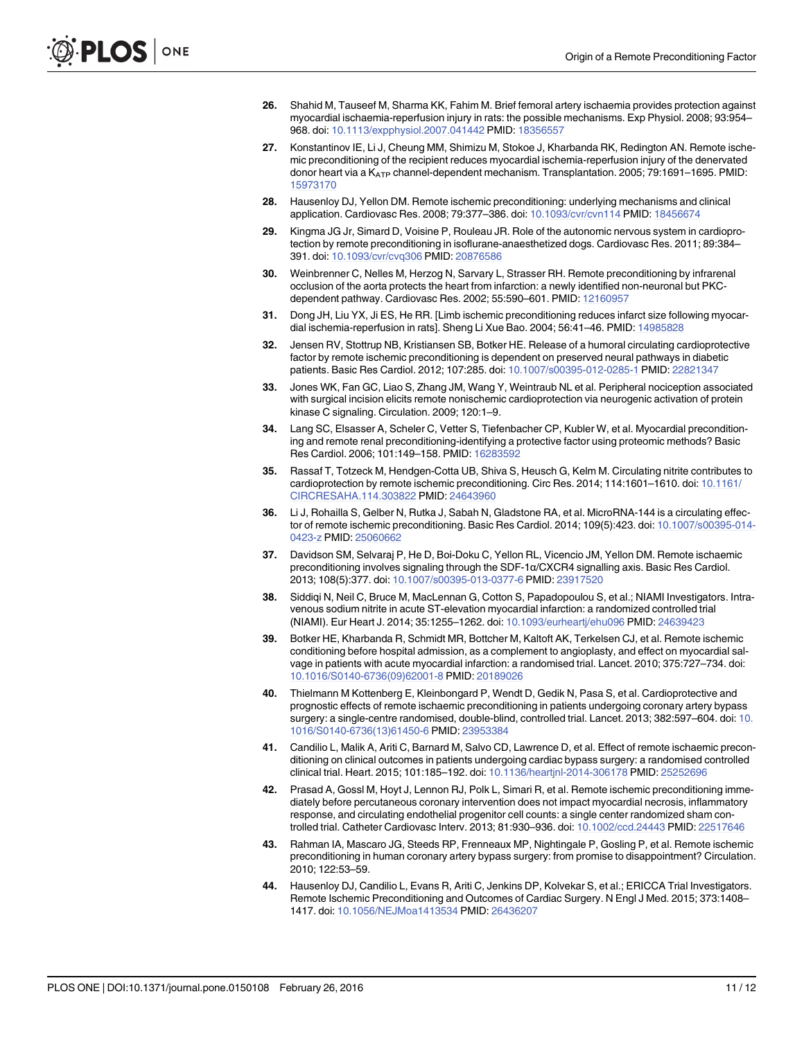26. Shahid M, Tauseef M, Sharma KK, Fahim M. Brief femoral artery ischaemia provides protection against myocardial ischaemia-reperfusion injury in rats: the possible mechanisms. Exp Physiol. 2008; 93:954–968. doi: 10.1113/expphysiol.2007.041442 PMID: 18356557

27. Konstantinov IE, Li J, Cheung MM, Shimizu M, Stokoe J, Kharbanda RK, Redington AN. Remote ischemic preconditioning of the recipient reduces myocardial ischemia-reperfusion injury of the denervated donor heart via a $K_{ATP}$ channel-dependent mechanism. Transplantation. 2005; 79:1691–1695. PMID: 15973170

28. Hausenloy DJ, Yellon DM. Remote ischaemic preconditioning: underlying mechanisms and clinical application. Cardiovasc Res. 2008; 79:377–386. doi: 10.1093/cvr/cvn114 PMID: 18456674

29. Kingma JG Jr, Simard D, Voisine P, Rouleau JR. Role of the autonomic nervous system in cardioprotection by remote preconditioning in isoflurane-anaesthetized dogs. Cardiovasc Res. 2011; 89:384–391. doi: 10.1093/cvr/cvq306 PMID: 20876586

30. Weinbrenner C, Nelles M, Herzog N, Sarvary L, Strasser RH. Remote preconditioning by infrarenal occlusion of the aorta protects the heart from infarction: a newly identified non-neuronal but PKC-dependent pathway. Cardiovasc Res. 2002; 55:590–601. PMID: 12160957

31. Dong JH, Liu YX, Ji ES, He RR. [Limb ischemic preconditioning reduces infarct size following myocardial ischemia-reperfusion in rats]. Sheng Li Xue Bao. 2004; 56:41–46. PMID: 14985828

32. Jensen RV, Stottrup NB, Kristiansen SB, Botker HE. Release of a humoral circulating cardioprotective factor by remote ischemic preconditioning is dependent on preserved neural pathways in diabetic patients. Basic Res Cardiol. 2012; 107:285. doi: 10.1007/s00395-012-0285-1 PMID: 22821347

33. Jones WK, Fan GC, Liao S, Zhang JM, Wang Y, Weintraub NL et al. Peripheral nociception associated with surgical incision elicits remote nonischemic cardioprotection via neurogenic activation of protein kinase C signaling. Circulation. 2009; 120:1–9.

34. Lang SC, Elsasser A, Scheler C, Vetter S, Tiefenbacher CP, Kubler W, et al. Myocardial preconditioning and remote renal preconditioning-identifying a protective factor using proteomic methods? Basic Res Cardiol. 2006; 101:149–158. PMID: 16283592

35. Rassaf T, Totzeck M, Hendgen-Cotta UB, Shiva S, Heusch G, Kelm M. Circulating nitrite contributes to cardioprotection by remote ischemic preconditioning. Circ Res. 2014; 114:1601–1610. doi: 10.1161/CIRCRESAHA.114.303822 PMID: 24643960

36. Li J, Rohailla S, Gelber N, Rutka J, Sabah N, Gladstone RA, et al. MicroRNA-144 is a circulating effector of remote ischemic preconditioning. Basic Res Cardiol. 2014; 109(5):423. doi: 10.1007/s00395-014-0423-z PMID: 25060662

37. Davidson SM, Selvaraj P, He D, Boi-Doku C, Yellon RL, Vicencio JM, Yellon DM. Remote ischaemic preconditioning involves signaling through the SDF-1α/CXCR4 signalling axis. Basic Res Cardiol. 2013; 108(5):377. doi: 10.1007/s00395-013-0377-6 PMID: 23917520

38. Siddiqi N, Neil C, Bruce M, MacLennan G, Cotton S, Papadopoulou S, et al.; NIAMI Investigators. Intravenous sodium nitrite in acute ST-elevation myocardial infarction: a randomized controlled trial (NIAMI). Eur Heart J. 2014; 35:1255–1262. doi: 10.1093/eurheartj/ehu096 PMID: 24639423

39. Botker HE, Kharbanda R, Schmidt MR, Bottcher M, Kaltoft AK, Terkelsen CJ, et al. Remote ischemic conditioning before hospital admission, as a complement to angioplasty, and effect on myocardial salvage in patients with acute myocardial infarction: a randomised trial. Lancet. 2010; 375:727–734. doi: 10.1016/S0140-6736(09)62001-8 PMID: 20189026

40. Thielmann M Kottenberg E, Kleinbongard P, Wendt D, Gedik N, Pasa S, et al. Cardioprotective and prognostic effects of remote ischaemic preconditioning in patients undergoing coronary artery bypass surgery: a single-centre randomised, double-blind, controlled trial. Lancet. 2013; 382:597–604. doi: 10.1016/S0140-6736(13)61450-6 PMID: 23953384

41. Candilio L, Malik A, Ariti C, Barnard M, Salvo CD, Lawrence D, et al. Effect of remote ischaemic preconditioning on clinical outcomes in patients undergoing cardiac bypass surgery: a randomised controlled clinical trial. Heart. 2015; 101:185–192. doi: 10.1136/heartjnl-2014-306178 PMID: 25252696

42. Prasad A, Gossl M, Hoyt J, Lennon RJ, Polk L, Simari R, et al. Remote ischemic preconditioning immediately before percutaneous coronary intervention does not impact myocardial necrosis, inflammatory response, and circulating endothelial progenitor cell counts: a single center randomized sham controlled trial. Catheter Cardiovasc Interv. 2013; 81:930–936. doi: 10.1002/ccd.24443 PMID: 22517646

43. Rahman IA, Mascaro JG, Steeds RP, Frenneaux MP, Nightingale P, Gosling P, et al. Remote ischemic preconditioning in human coronary artery bypass surgery: from promise to disappointment? Circulation. 2010; 122:53–59.

44. Hausenloy DJ, Candilio L, Evans R, Ariti C, Jenkins DP, Kolvekar S, et al.; ERICCA Trial Investigators. Remote Ischemic Preconditioning and Outcomes of Cardiac Surgery. N Engl J Med. 2015; 373:1408–1417. doi: 10.1056/NEJMoa1413534 PMID: 26436207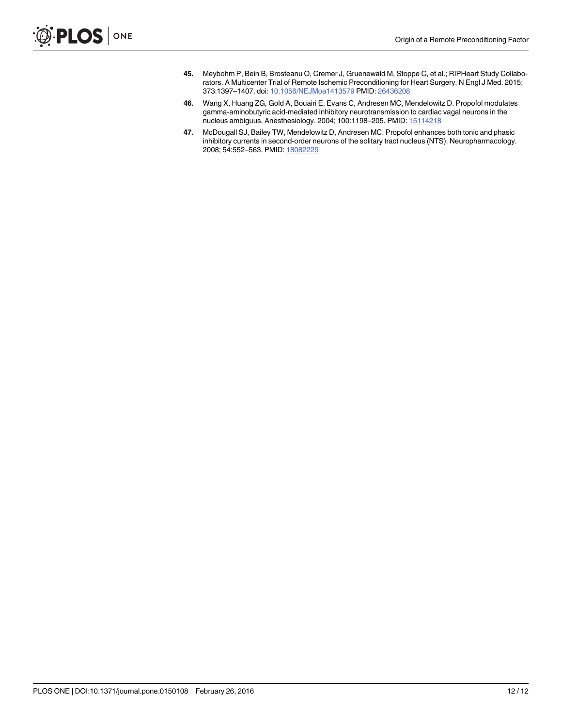45. Meybohm P, Bein B, Brosteanu O, Cremer J, Gruenewald M, Stoppe C, et al.; RIPHeart Study Collaborators. A Multicenter Trial of Remote Ischemic Preconditioning for Heart Surgery. N Engl J Med. 2015; 373:1397–1407. doi: 10.1056/NEJMoa1413579 PMID: 26436208

46. Wang X, Huang ZG, Gold A, Bouairi E, Evans C, Andresen MC, Mendelowitz D. Propofol modulates gamma-aminobutyric acid-mediated inhibitory neurotransmission to cardiac vagal neurons in the nucleus ambiguus. Anesthesiology. 2004; 100:1198–205. PMID: 15114218

47. McDougall SJ, Bailey TW, Mendelowitz D, Andresen MC. Propofol enhances both tonic and phasic inhibitory currents in second-order neurons of the solitary tract nucleus (NTS). Neuropharmacology. 2008; 54:552–563. PMID: 18082229